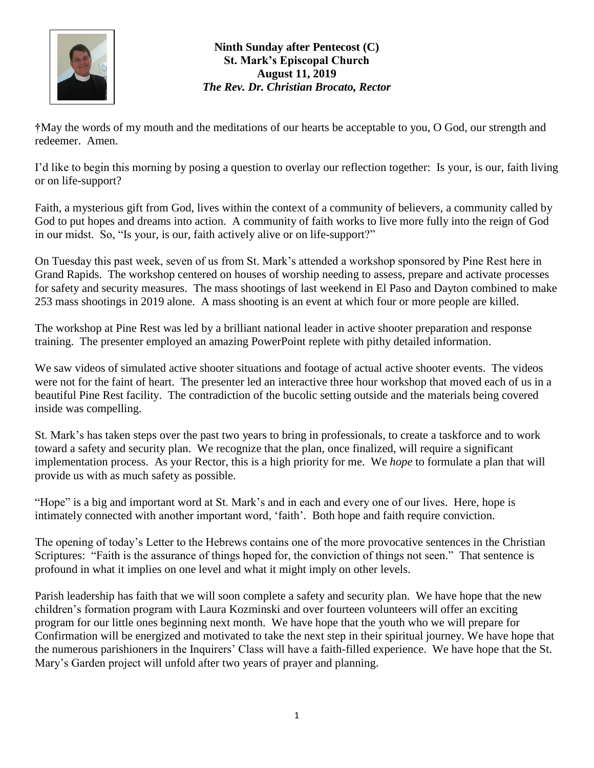**Ninth Sunday after Pentecost (C)**
**St. Mark's Episcopal Church**
**August 11, 2019**
***The Rev. Dr. Christian Brocato, Rector***

†May the words of my mouth and the meditations of our hearts be acceptable to you, O God, our strength and redeemer. Amen.

I'd like to begin this morning by posing a question to overlay our reflection together: Is your, is our, faith living or on life-support?

Faith, a mysterious gift from God, lives within the context of a community of believers, a community called by God to put hopes and dreams into action. A community of faith works to live more fully into the reign of God in our midst. So, "Is your, is our, faith actively alive or on life-support?"

On Tuesday this past week, seven of us from St. Mark's attended a workshop sponsored by Pine Rest here in Grand Rapids. The workshop centered on houses of worship needing to assess, prepare and activate processes for safety and security measures. The mass shootings of last weekend in El Paso and Dayton combined to make 253 mass shootings in 2019 alone. A mass shooting is an event at which four or more people are killed.

The workshop at Pine Rest was led by a brilliant national leader in active shooter preparation and response training. The presenter employed an amazing PowerPoint replete with pithy detailed information.

We saw videos of simulated active shooter situations and footage of actual active shooter events. The videos were not for the faint of heart. The presenter led an interactive three hour workshop that moved each of us in a beautiful Pine Rest facility. The contradiction of the bucolic setting outside and the materials being covered inside was compelling.

St. Mark's has taken steps over the past two years to bring in professionals, to create a taskforce and to work toward a safety and security plan. We recognize that the plan, once finalized, will require a significant implementation process. As your Rector, this is a high priority for me. We *hope* to formulate a plan that will provide us with as much safety as possible.

"Hope" is a big and important word at St. Mark's and in each and every one of our lives. Here, hope is intimately connected with another important word, 'faith'. Both hope and faith require conviction.

The opening of today's Letter to the Hebrews contains one of the more provocative sentences in the Christian Scriptures: "Faith is the assurance of things hoped for, the conviction of things not seen." That sentence is profound in what it implies on one level and what it might imply on other levels.

Parish leadership has faith that we will soon complete a safety and security plan. We have hope that the new children's formation program with Laura Kozminski and over fourteen volunteers will offer an exciting program for our little ones beginning next month. We have hope that the youth who we will prepare for Confirmation will be energized and motivated to take the next step in their spiritual journey. We have hope that the numerous parishioners in the Inquirers' Class will have a faith-filled experience. We have hope that the St. Mary's Garden project will unfold after two years of prayer and planning.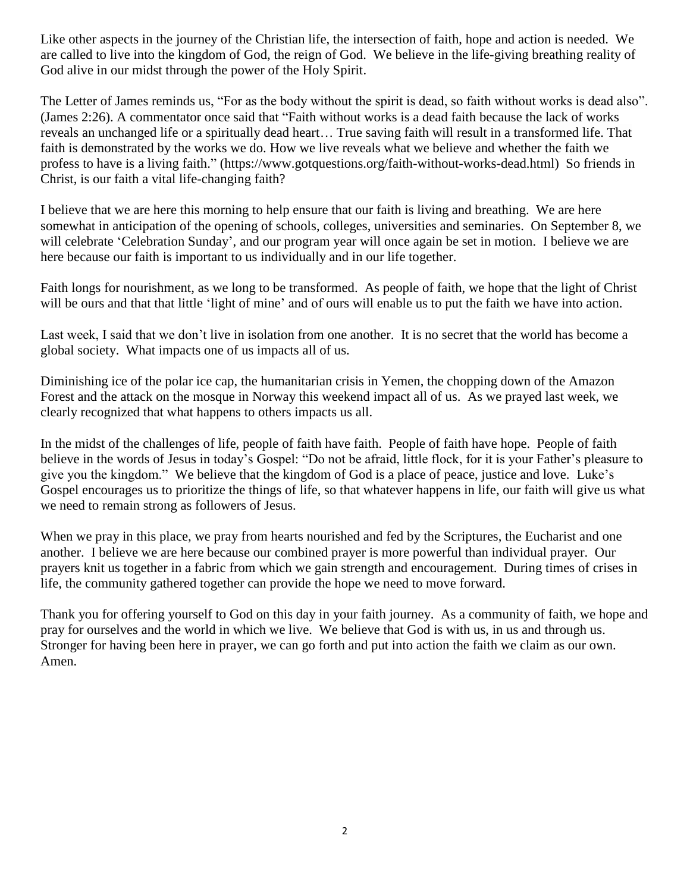Like other aspects in the journey of the Christian life, the intersection of faith, hope and action is needed. We are called to live into the kingdom of God, the reign of God. We believe in the life-giving breathing reality of God alive in our midst through the power of the Holy Spirit.

The Letter of James reminds us, "For as the body without the spirit is dead, so faith without works is dead also". (James 2:26). A commentator once said that "Faith without works is a dead faith because the lack of works reveals an unchanged life or a spiritually dead heart… True saving faith will result in a transformed life. That faith is demonstrated by the works we do. How we live reveals what we believe and whether the faith we profess to have is a living faith." (https://www.gotquestions.org/faith-without-works-dead.html) So friends in Christ, is our faith a vital life-changing faith?

I believe that we are here this morning to help ensure that our faith is living and breathing. We are here somewhat in anticipation of the opening of schools, colleges, universities and seminaries. On September 8, we will celebrate 'Celebration Sunday', and our program year will once again be set in motion. I believe we are here because our faith is important to us individually and in our life together.

Faith longs for nourishment, as we long to be transformed. As people of faith, we hope that the light of Christ will be ours and that that little 'light of mine' and of ours will enable us to put the faith we have into action.

Last week, I said that we don't live in isolation from one another. It is no secret that the world has become a global society. What impacts one of us impacts all of us.

Diminishing ice of the polar ice cap, the humanitarian crisis in Yemen, the chopping down of the Amazon Forest and the attack on the mosque in Norway this weekend impact all of us. As we prayed last week, we clearly recognized that what happens to others impacts us all.

In the midst of the challenges of life, people of faith have faith. People of faith have hope. People of faith believe in the words of Jesus in today's Gospel: "Do not be afraid, little flock, for it is your Father's pleasure to give you the kingdom." We believe that the kingdom of God is a place of peace, justice and love. Luke's Gospel encourages us to prioritize the things of life, so that whatever happens in life, our faith will give us what we need to remain strong as followers of Jesus.

When we pray in this place, we pray from hearts nourished and fed by the Scriptures, the Eucharist and one another. I believe we are here because our combined prayer is more powerful than individual prayer. Our prayers knit us together in a fabric from which we gain strength and encouragement. During times of crises in life, the community gathered together can provide the hope we need to move forward.

Thank you for offering yourself to God on this day in your faith journey. As a community of faith, we hope and pray for ourselves and the world in which we live. We believe that God is with us, in us and through us. Stronger for having been here in prayer, we can go forth and put into action the faith we claim as our own. Amen.